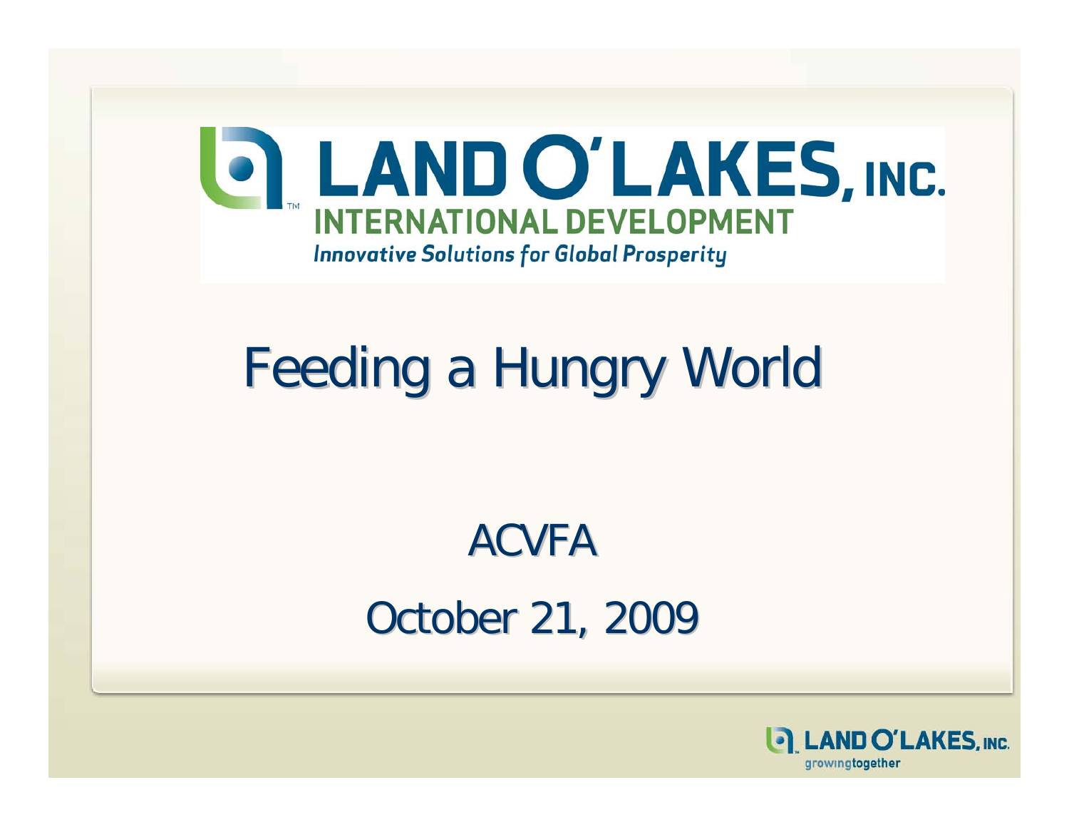LAND O'LAKES, INC.
INTERNATIONAL DEVELOPMENT
*Innovative Solutions for Global Prosperity*

# Feeding a Hungry World

ACVFA

October 21, 2009

LAND O'LAKES, INC.
growingtogether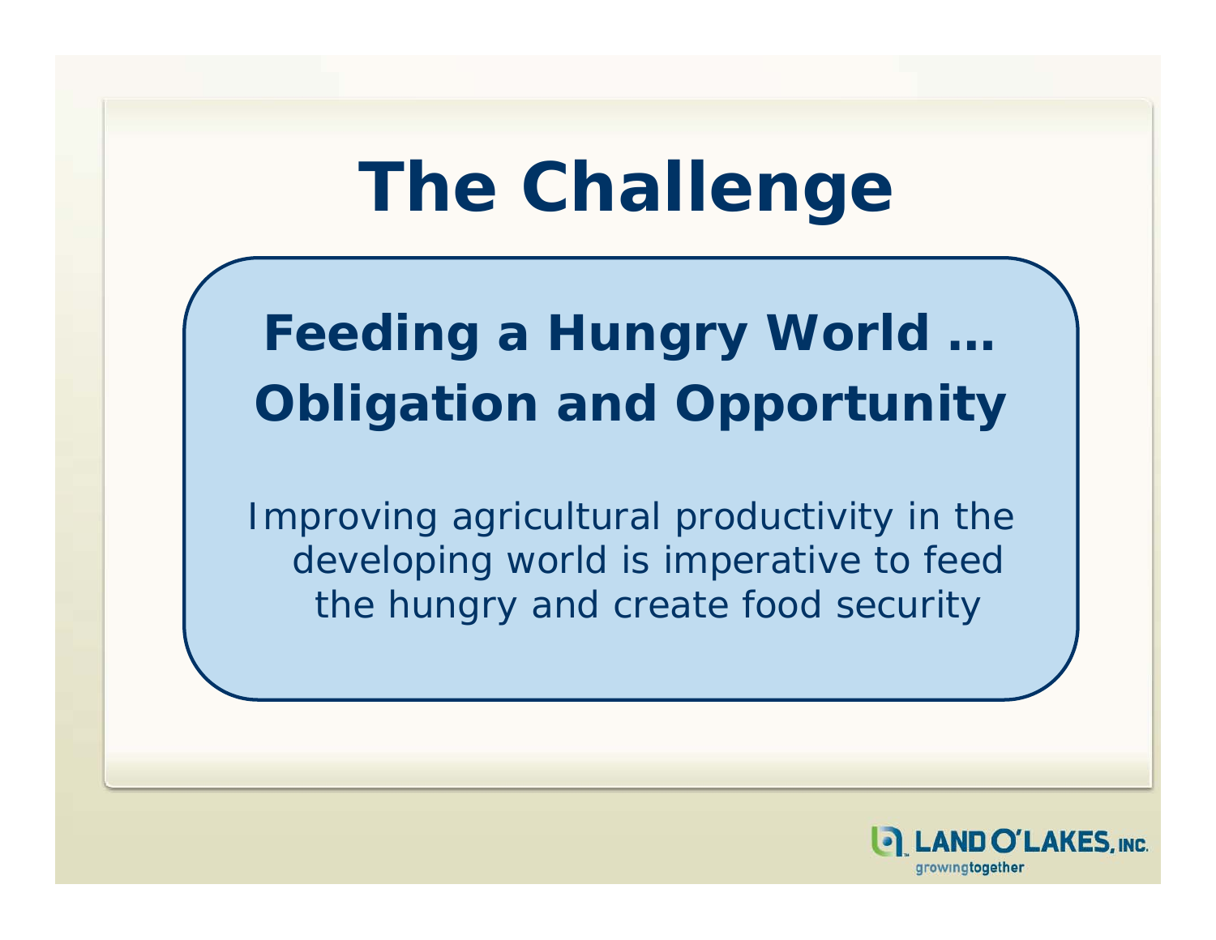# The Challenge

## Feeding a Hungry World … Obligation and Opportunity

Improving agricultural productivity in the developing world is imperative to feed the hungry and create food security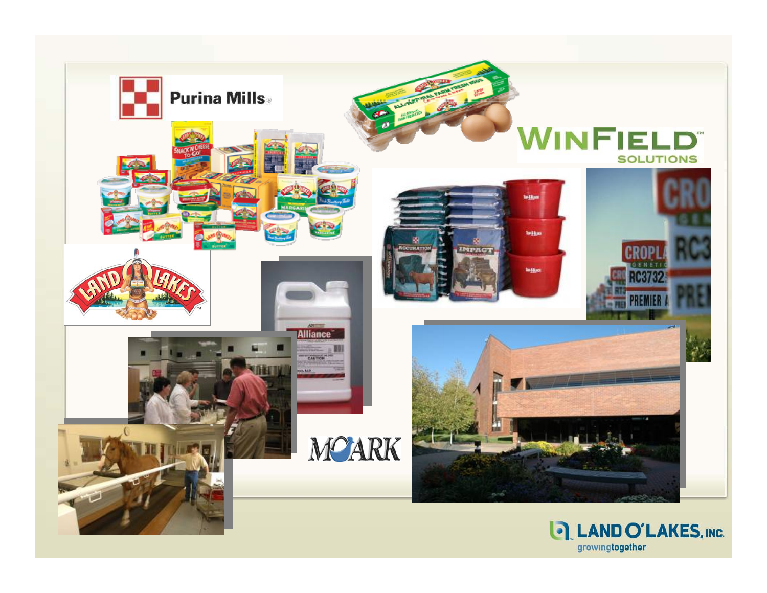Purina Mills

WINFIELD SOLUTIONS

LAND O'LAKES

MOARK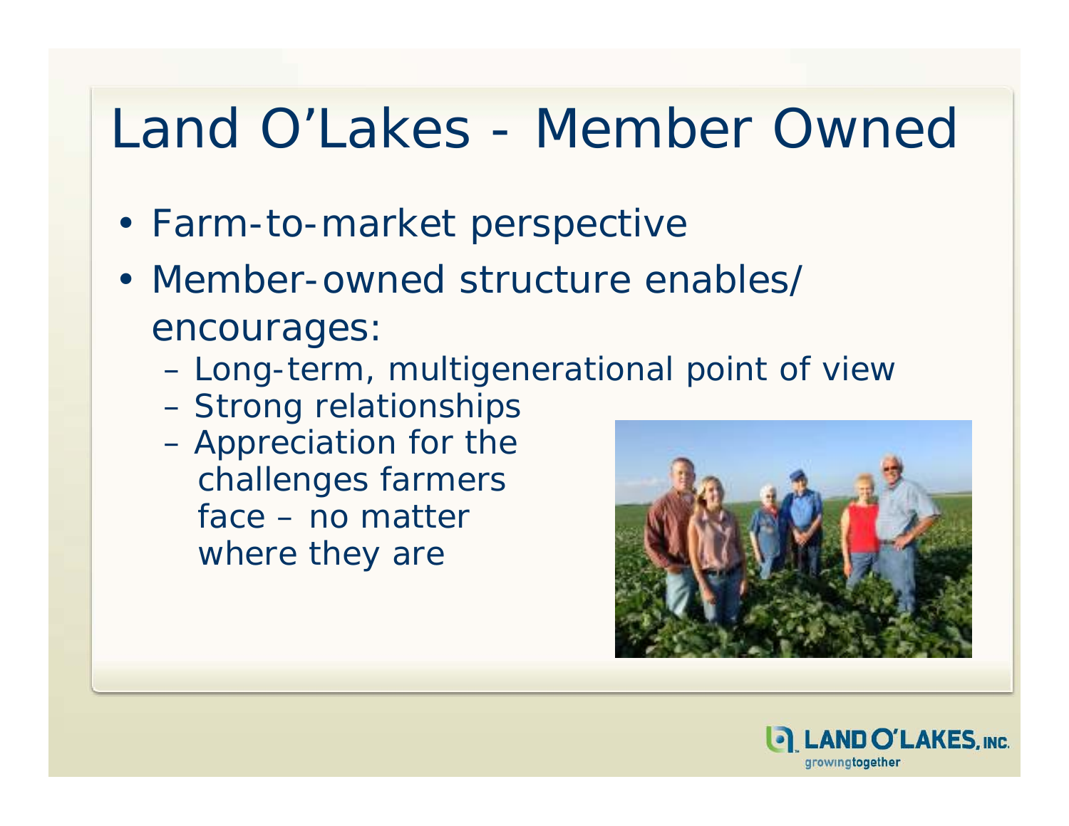# Land O'Lakes - Member Owned

- Farm-to-market perspective
- Member-owned structure enables/ encourages:
  - Long-term, multigenerational point of view
  - Strong relationships
  - Appreciation for the challenges farmers face – no matter where they are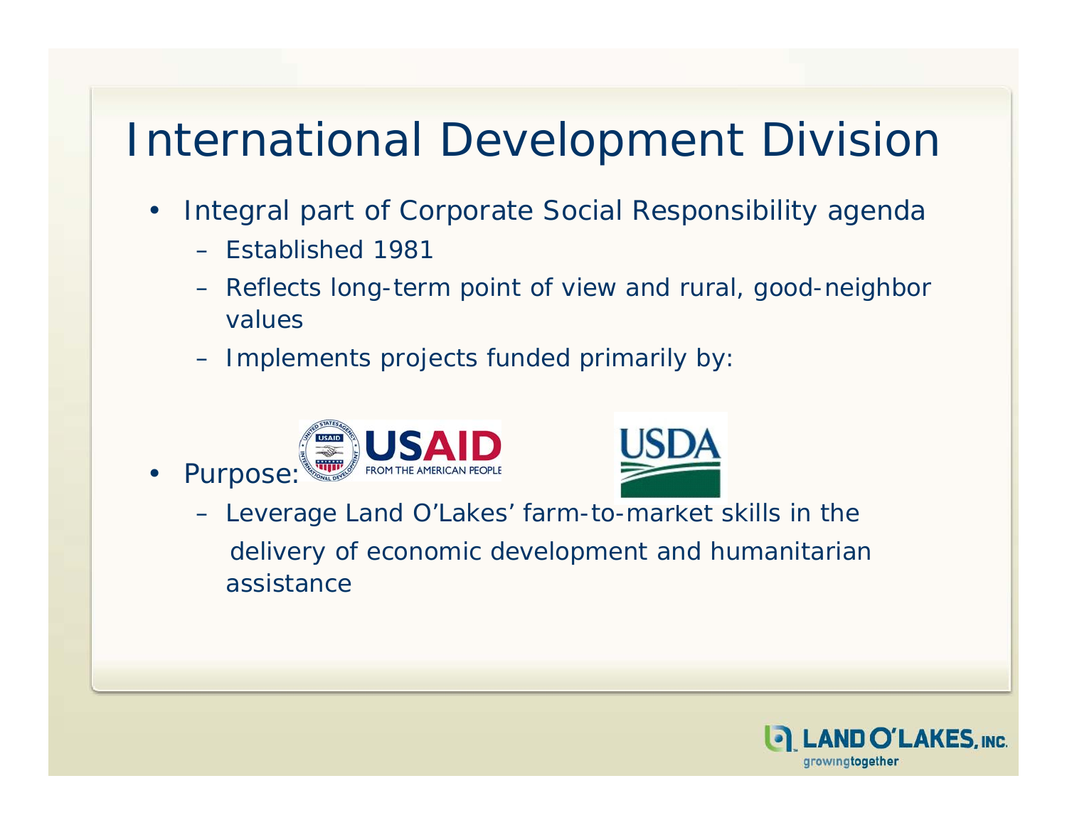# International Development Division

- Integral part of Corporate Social Responsibility agenda
  - Established 1981
  - Reflects long-term point of view and rural, good-neighbor values
  - Implements projects funded primarily by:
- Purpose:
  - Leverage Land O'Lakes' farm-to-market skills in the delivery of economic development and humanitarian assistance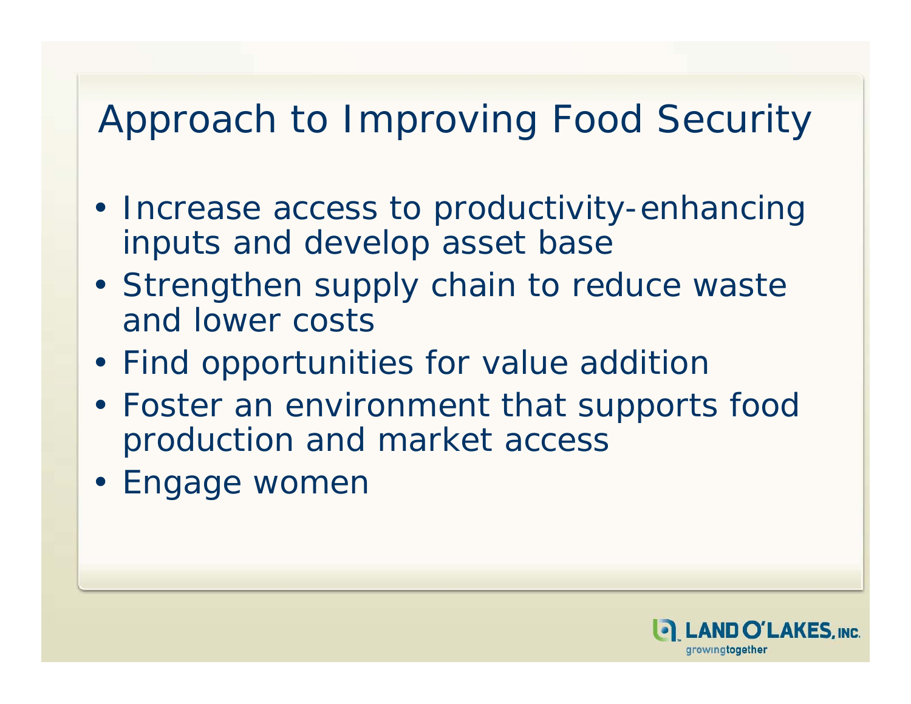# Approach to Improving Food Security

- Increase access to productivity-enhancing inputs and develop asset base
- Strengthen supply chain to reduce waste and lower costs
- Find opportunities for value addition
- Foster an environment that supports food production and market access
- Engage women

LAND O'LAKES, INC. growingtogether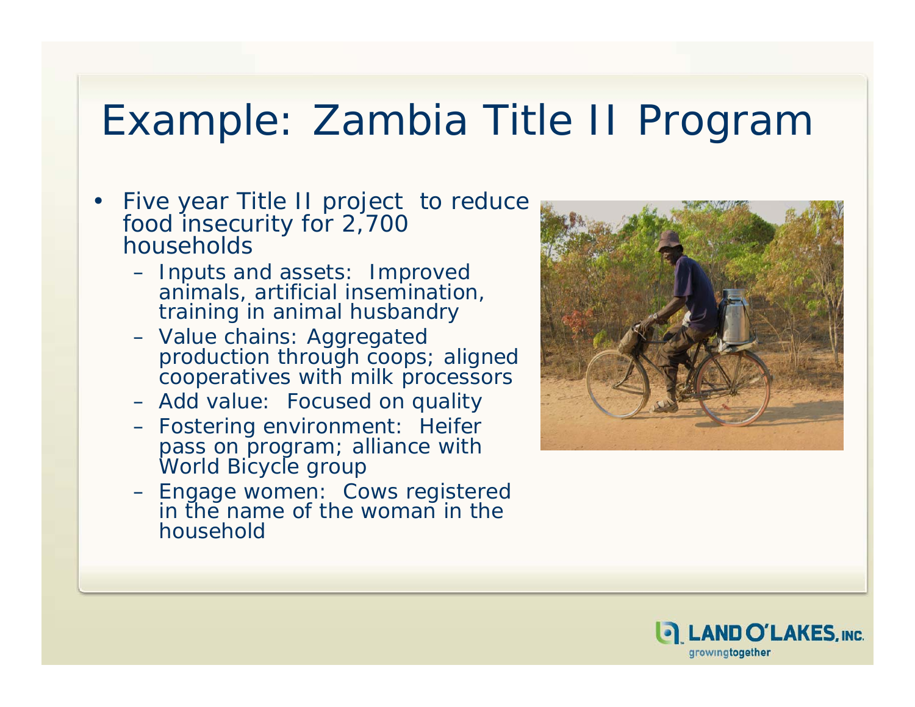# Example: Zambia Title II Program

- Five year Title II project to reduce food insecurity for 2,700 households
  - Inputs and assets: Improved animals, artificial insemination, training in animal husbandry
  - Value chains: Aggregated production through coops; aligned cooperatives with milk processors
  - Add value: Focused on quality
  - Fostering environment: Heifer pass on program; alliance with World Bicycle group
  - Engage women: Cows registered in the name of the woman in the household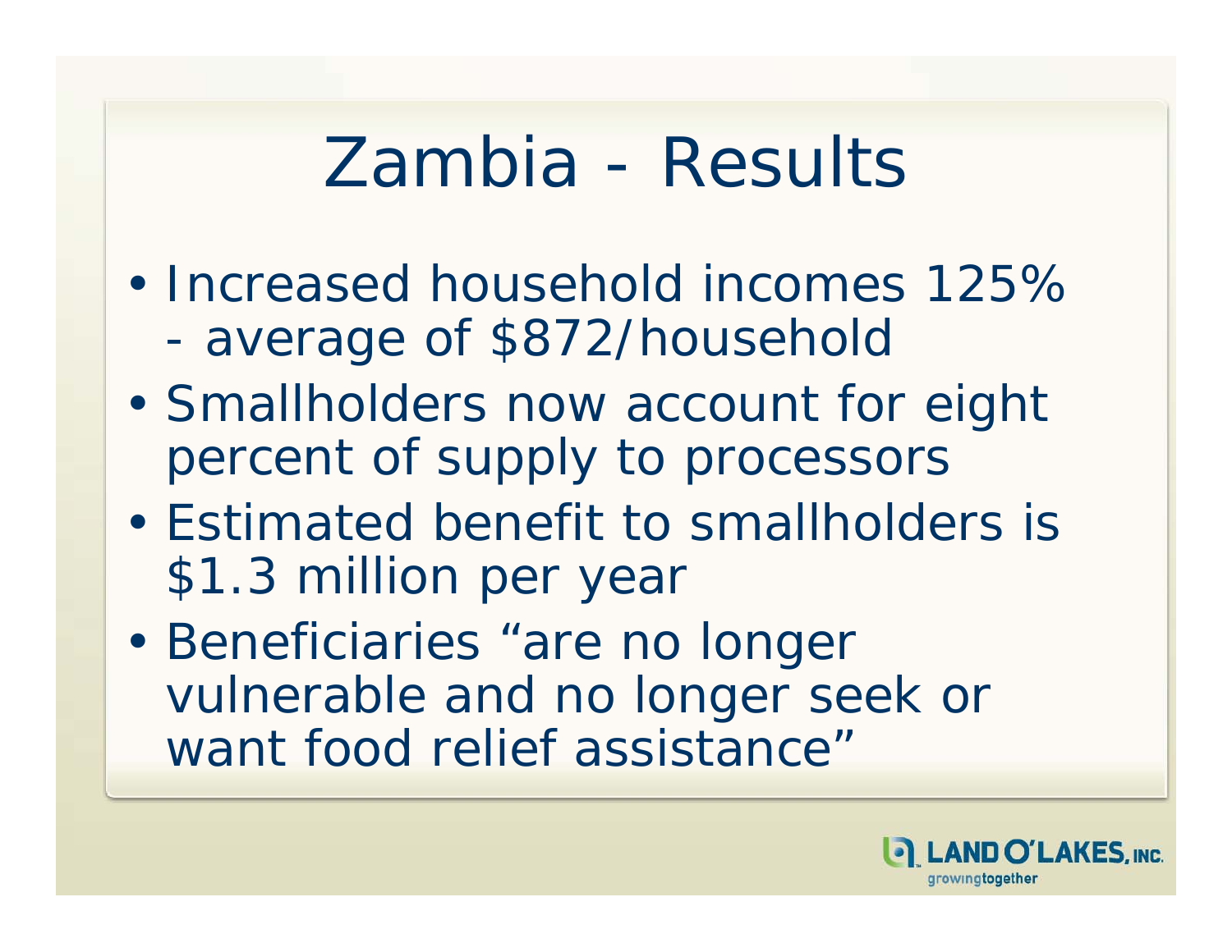# Zambia - Results

- Increased household incomes 125% - average of $872/household
- Smallholders now account for eight percent of supply to processors
- Estimated benefit to smallholders is $1.3 million per year
- Beneficiaries "are no longer vulnerable and no longer seek or want food relief assistance"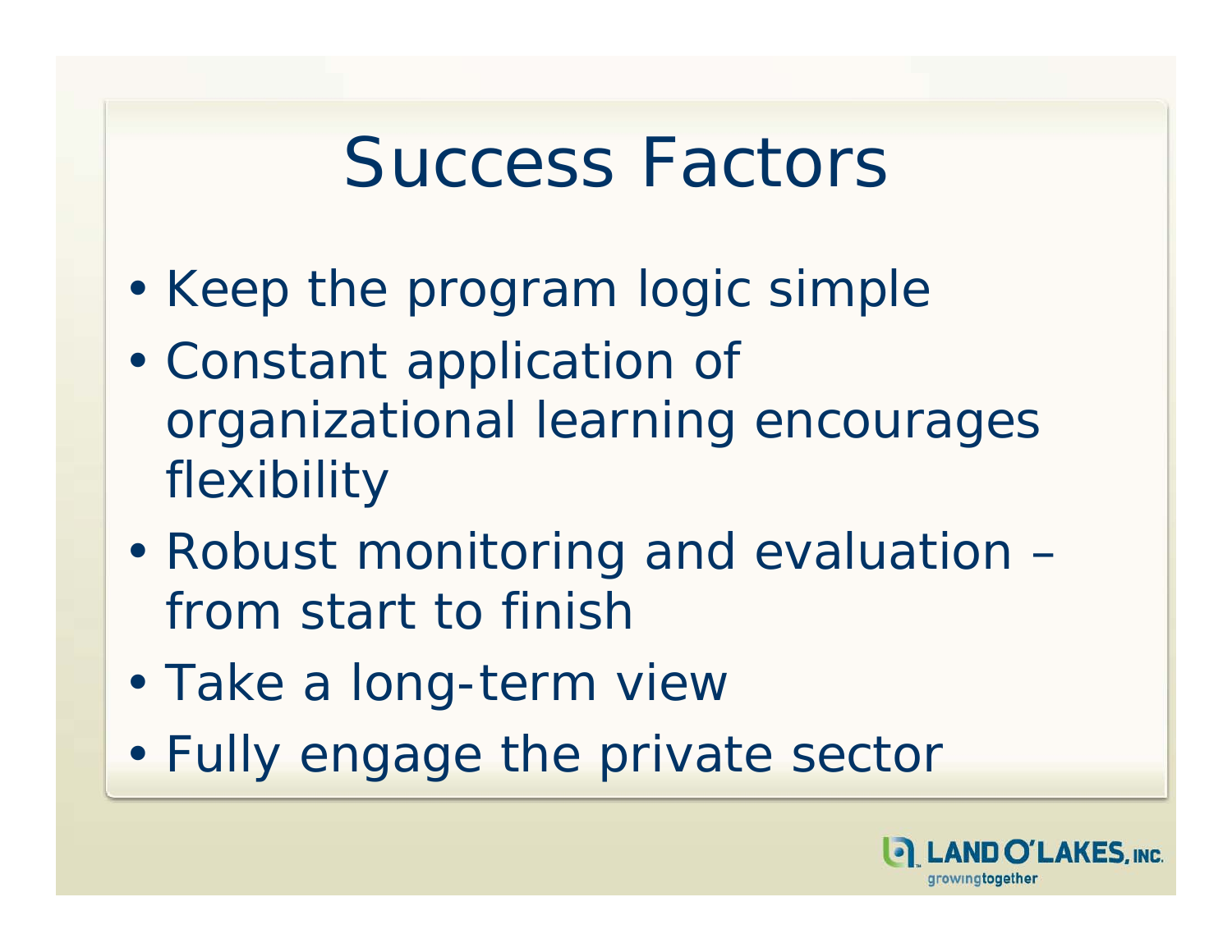# Success Factors

- Keep the program logic simple
- Constant application of organizational learning encourages flexibility
- Robust monitoring and evaluation – from start to finish
- Take a long-term view
- Fully engage the private sector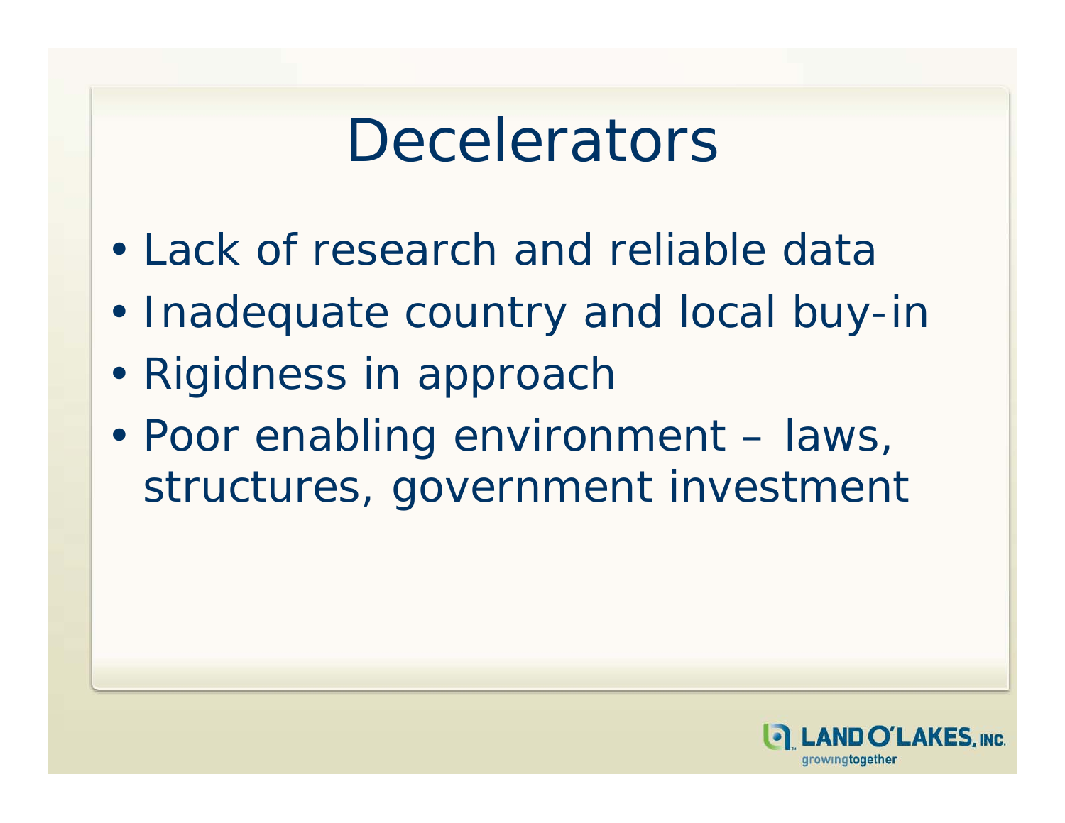# Decelerators

- Lack of research and reliable data
- Inadequate country and local buy-in
- Rigidness in approach
- Poor enabling environment – laws, structures, government investment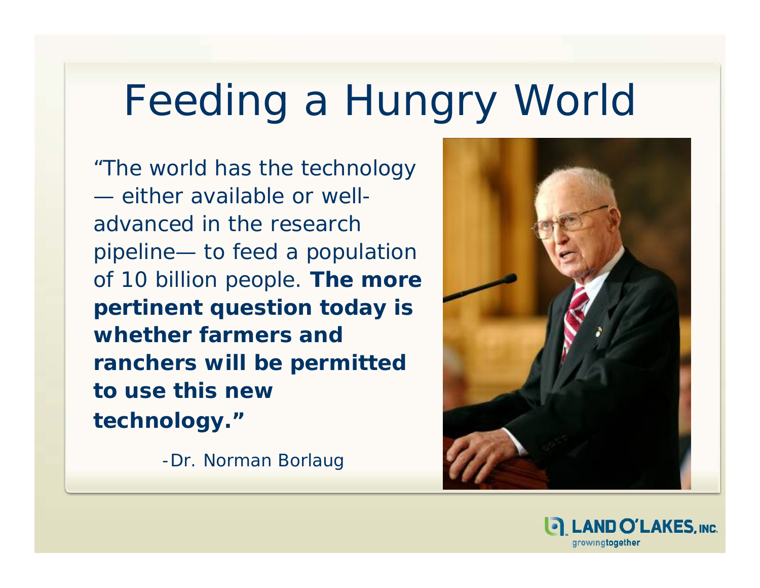# Feeding a Hungry World

"The world has the technology — either available or well-advanced in the research pipeline— to feed a population of 10 billion people. **The more pertinent question today is whether farmers and ranchers will be permitted to use this new technology."**

-Dr. Norman Borlaug

LAND O'LAKES, INC. growingtogether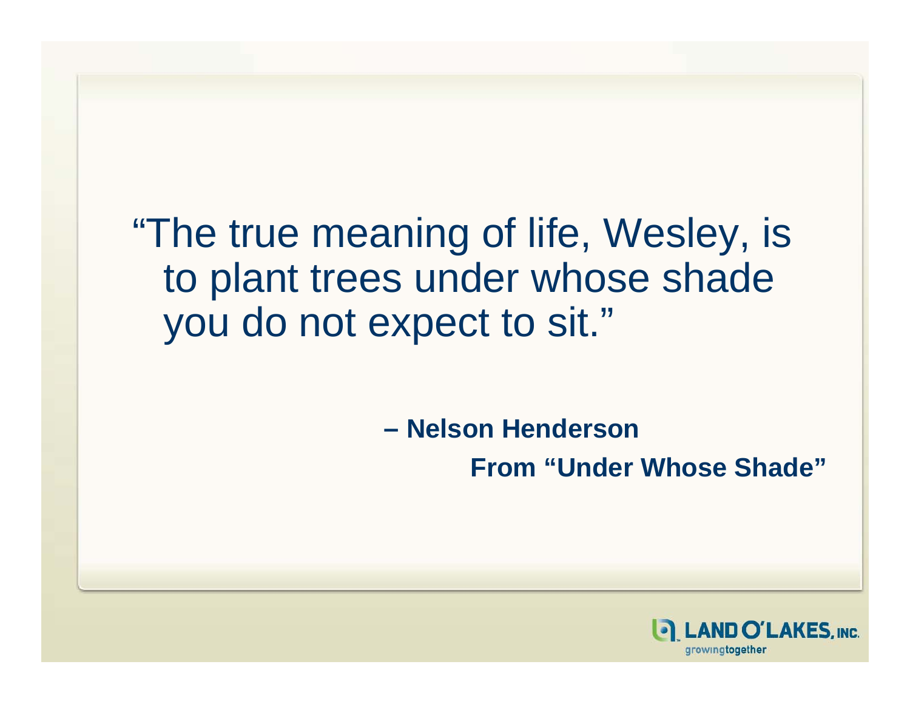"The true meaning of life, Wesley, is to plant trees under whose shade you do not expect to sit."

**– Nelson Henderson**

**From "Under Whose Shade"**

LAND O'LAKES, INC.

growingtogether